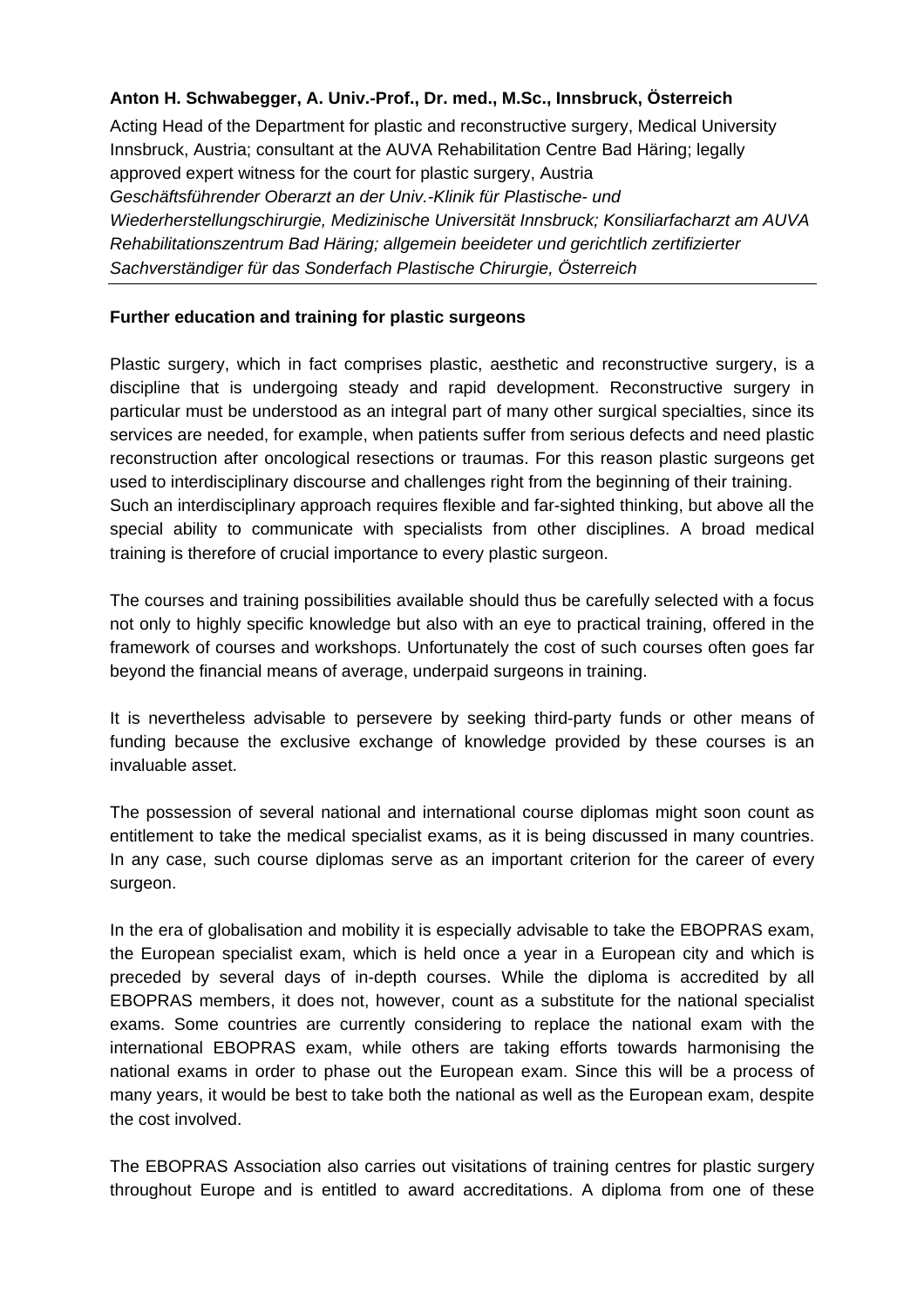**Anton H. Schwabegger, A. Univ.-Prof., Dr. med., M.Sc., Innsbruck, Österreich**

Acting Head of the Department for plastic and reconstructive surgery, Medical University Innsbruck, Austria; consultant at the AUVA Rehabilitation Centre Bad Häring; legally approved expert witness for the court for plastic surgery, Austria

*Geschäftsführender Oberarzt an der Univ.-Klinik für Plastische- und Wiederherstellungschirurgie, Medizinische Universität Innsbruck; Konsiliarfacharzt am AUVA Rehabilitationszentrum Bad Häring; allgemein beeideter und gerichtlich zertifizierter Sachverständiger für das Sonderfach Plastische Chirurgie, Österreich*

---

**Further education and training for plastic surgeons**

Plastic surgery, which in fact comprises plastic, aesthetic and reconstructive surgery, is a discipline that is undergoing steady and rapid development. Reconstructive surgery in particular must be understood as an integral part of many other surgical specialties, since its services are needed, for example, when patients suffer from serious defects and need plastic reconstruction after oncological resections or traumas. For this reason plastic surgeons get used to interdisciplinary discourse and challenges right from the beginning of their training. Such an interdisciplinary approach requires flexible and far-sighted thinking, but above all the special ability to communicate with specialists from other disciplines. A broad medical training is therefore of crucial importance to every plastic surgeon.

The courses and training possibilities available should thus be carefully selected with a focus not only to highly specific knowledge but also with an eye to practical training, offered in the framework of courses and workshops. Unfortunately the cost of such courses often goes far beyond the financial means of average, underpaid surgeons in training.

It is nevertheless advisable to persevere by seeking third-party funds or other means of funding because the exclusive exchange of knowledge provided by these courses is an invaluable asset.

The possession of several national and international course diplomas might soon count as entitlement to take the medical specialist exams, as it is being discussed in many countries. In any case, such course diplomas serve as an important criterion for the career of every surgeon.

In the era of globalisation and mobility it is especially advisable to take the EBOPRAS exam, the European specialist exam, which is held once a year in a European city and which is preceded by several days of in-depth courses. While the diploma is accredited by all EBOPRAS members, it does not, however, count as a substitute for the national specialist exams. Some countries are currently considering to replace the national exam with the international EBOPRAS exam, while others are taking efforts towards harmonising the national exams in order to phase out the European exam. Since this will be a process of many years, it would be best to take both the national as well as the European exam, despite the cost involved.

The EBOPRAS Association also carries out visitations of training centres for plastic surgery throughout Europe and is entitled to award accreditations. A diploma from one of these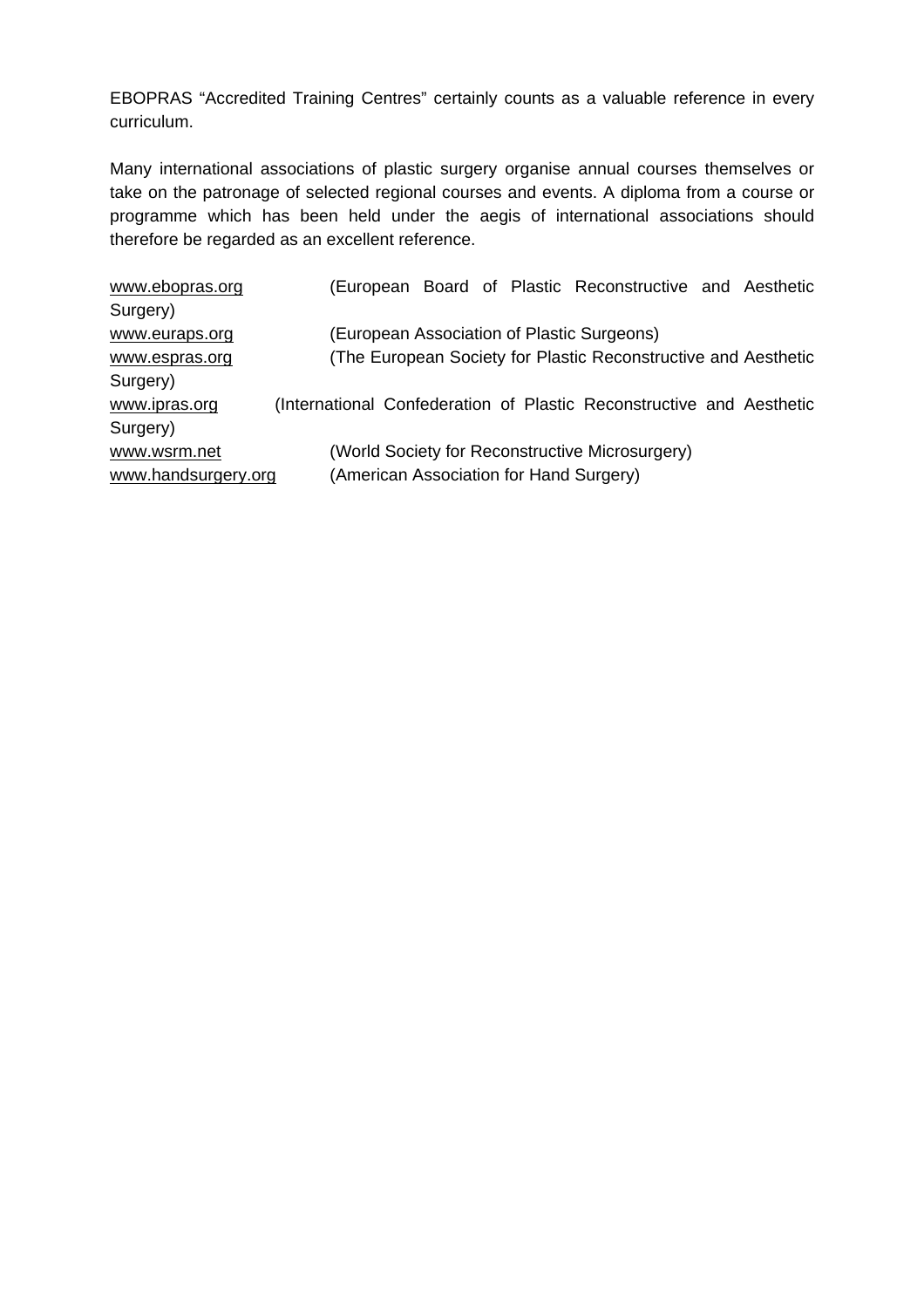EBOPRAS “Accredited Training Centres” certainly counts as a valuable reference in every curriculum.

Many international associations of plastic surgery organise annual courses themselves or take on the patronage of selected regional courses and events. A diploma from a course or programme which has been held under the aegis of international associations should therefore be regarded as an excellent reference.

www.ebopras.org (European Board of Plastic Reconstructive and Aesthetic Surgery)
www.euraps.org (European Association of Plastic Surgeons)
www.espras.org (The European Society for Plastic Reconstructive and Aesthetic Surgery)
www.ipras.org (International Confederation of Plastic Reconstructive and Aesthetic Surgery)
www.wsrm.net (World Society for Reconstructive Microsurgery)
www.handsurgery.org (American Association for Hand Surgery)